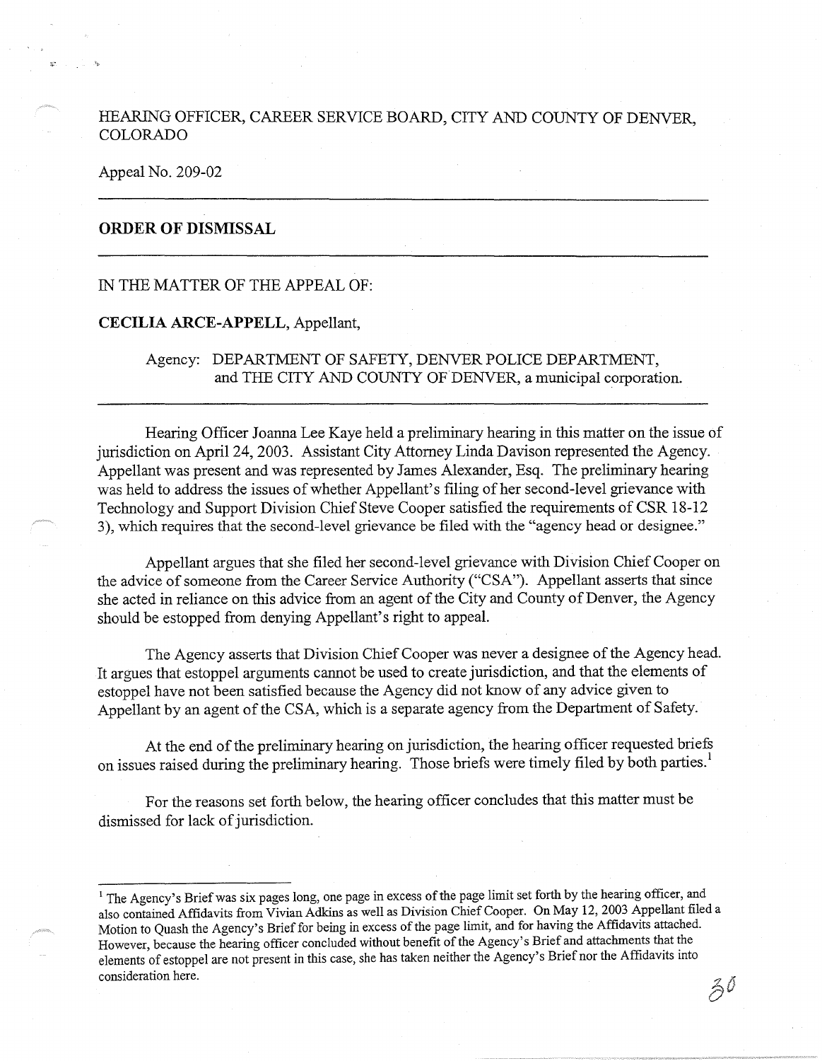HEARING OFFICER, CAREER SERVICE BOARD, CITY AND COUNTY OF DENVER, COLORADO

Appeal No. 209-02

---

## ORDER OF DISMISSAL

---

IN THE MATTER OF THE APPEAL OF:

**CECILIA ARCE-APPELL**, Appellant,

Agency: DEPARTMENT OF SAFETY, DENVER POLICE DEPARTMENT, and THE CITY AND COUNTY OF DENVER, a municipal corporation.

---

Hearing Officer Joanna Lee Kaye held a preliminary hearing in this matter on the issue of jurisdiction on April 24, 2003. Assistant City Attorney Linda Davison represented the Agency. Appellant was present and was represented by James Alexander, Esq. The preliminary hearing was held to address the issues of whether Appellant's filing of her second-level grievance with Technology and Support Division Chief Steve Cooper satisfied the requirements of CSR 18-12 3), which requires that the second-level grievance be filed with the "agency head or designee."

Appellant argues that she filed her second-level grievance with Division Chief Cooper on the advice of someone from the Career Service Authority ("CSA"). Appellant asserts that since she acted in reliance on this advice from an agent of the City and County of Denver, the Agency should be estopped from denying Appellant's right to appeal.

The Agency asserts that Division Chief Cooper was never a designee of the Agency head. It argues that estoppel arguments cannot be used to create jurisdiction, and that the elements of estoppel have not been satisfied because the Agency did not know of any advice given to Appellant by an agent of the CSA, which is a separate agency from the Department of Safety.

At the end of the preliminary hearing on jurisdiction, the hearing officer requested briefs on issues raised during the preliminary hearing. Those briefs were timely filed by both parties.[1]

For the reasons set forth below, the hearing officer concludes that this matter must be dismissed for lack of jurisdiction.

---

[1] The Agency's Brief was six pages long, one page in excess of the page limit set forth by the hearing officer, and also contained Affidavits from Vivian Adkins as well as Division Chief Cooper. On May 12, 2003 Appellant filed a Motion to Quash the Agency's Brief for being in excess of the page limit, and for having the Affidavits attached. However, because the hearing officer concluded without benefit of the Agency's Brief and attachments that the elements of estoppel are not present in this case, she has taken neither the Agency's Brief nor the Affidavits into consideration here.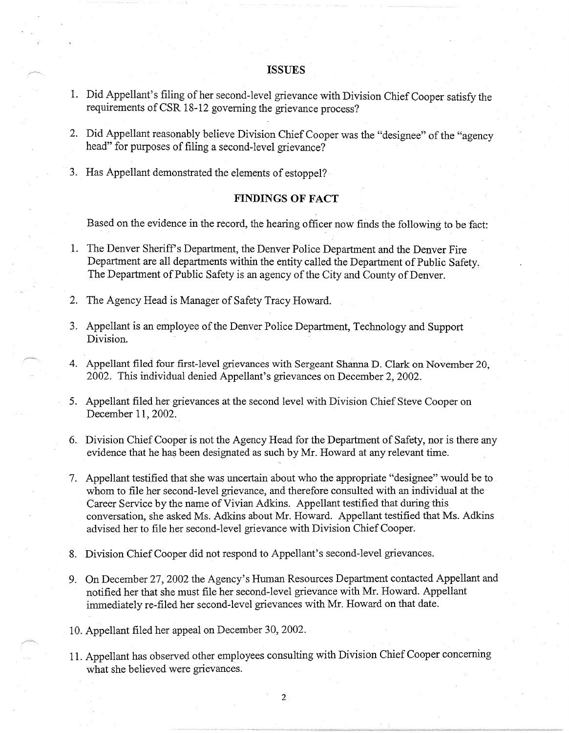## ISSUES

1. Did Appellant's filing of her second-level grievance with Division Chief Cooper satisfy the requirements of CSR 18-12 governing the grievance process?

2. Did Appellant reasonably believe Division Chief Cooper was the "designee" of the "agency head" for purposes of filing a second-level grievance?

3. Has Appellant demonstrated the elements of estoppel?

## FINDINGS OF FACT

Based on the evidence in the record, the hearing officer now finds the following to be fact:

1. The Denver Sheriff's Department, the Denver Police Department and the Denver Fire Department are all departments within the entity called the Department of Public Safety. The Department of Public Safety is an agency of the City and County of Denver.

2. The Agency Head is Manager of Safety Tracy Howard.

3. Appellant is an employee of the Denver Police Department, Technology and Support Division.

4. Appellant filed four first-level grievances with Sergeant Shanna D. Clark on November 20, 2002. This individual denied Appellant's grievances on December 2, 2002.

5. Appellant filed her grievances at the second level with Division Chief Steve Cooper on December 11, 2002.

6. Division Chief Cooper is not the Agency Head for the Department of Safety, nor is there any evidence that he has been designated as such by Mr. Howard at any relevant time.

7. Appellant testified that she was uncertain about who the appropriate "designee" would be to whom to file her second-level grievance, and therefore consulted with an individual at the Career Service by the name of Vivian Adkins. Appellant testified that during this conversation, she asked Ms. Adkins about Mr. Howard. Appellant testified that Ms. Adkins advised her to file her second-level grievance with Division Chief Cooper.

8. Division Chief Cooper did not respond to Appellant's second-level grievances.

9. On December 27, 2002 the Agency's Human Resources Department contacted Appellant and notified her that she must file her second-level grievance with Mr. Howard. Appellant immediately re-filed her second-level grievances with Mr. Howard on that date.

10. Appellant filed her appeal on December 30, 2002.

11. Appellant has observed other employees consulting with Division Chief Cooper concerning what she believed were grievances.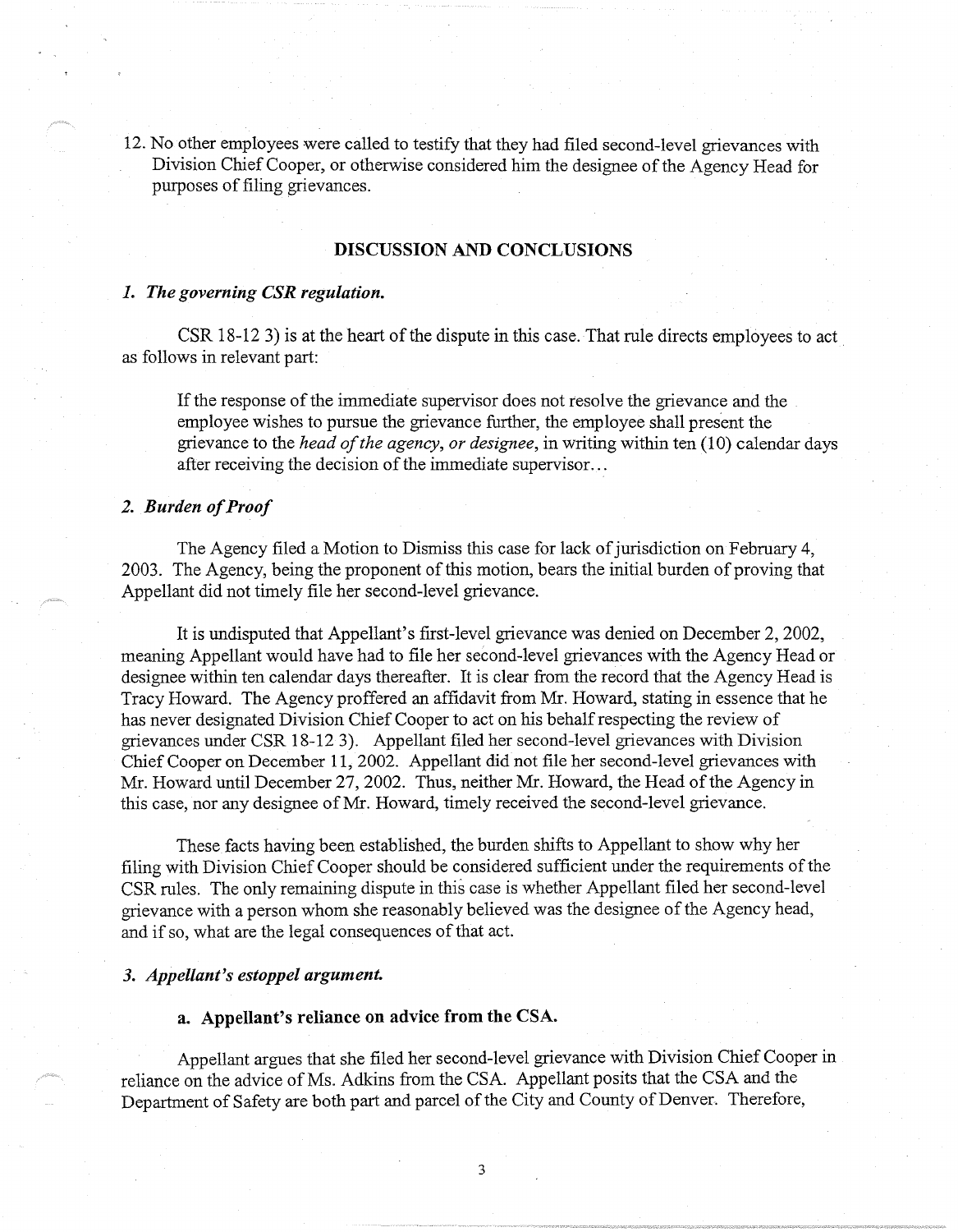12. No other employees were called to testify that they had filed second-level grievances with Division Chief Cooper, or otherwise considered him the designee of the Agency Head for purposes of filing grievances.

## DISCUSSION AND CONCLUSIONS

### *1. The governing CSR regulation.*

CSR 18-12 3) is at the heart of the dispute in this case. That rule directs employees to act as follows in relevant part:

> If the response of the immediate supervisor does not resolve the grievance and the employee wishes to pursue the grievance further, the employee shall present the grievance to the *head of the agency, or designee*, in writing within ten (10) calendar days after receiving the decision of the immediate supervisor...

### *2. Burden of Proof*

The Agency filed a Motion to Dismiss this case for lack of jurisdiction on February 4, 2003. The Agency, being the proponent of this motion, bears the initial burden of proving that Appellant did not timely file her second-level grievance.

It is undisputed that Appellant's first-level grievance was denied on December 2, 2002, meaning Appellant would have had to file her second-level grievances with the Agency Head or designee within ten calendar days thereafter. It is clear from the record that the Agency Head is Tracy Howard. The Agency proffered an affidavit from Mr. Howard, stating in essence that he has never designated Division Chief Cooper to act on his behalf respecting the review of grievances under CSR 18-12 3). Appellant filed her second-level grievances with Division Chief Cooper on December 11, 2002. Appellant did not file her second-level grievances with Mr. Howard until December 27, 2002. Thus, neither Mr. Howard, the Head of the Agency in this case, nor any designee of Mr. Howard, timely received the second-level grievance.

These facts having been established, the burden shifts to Appellant to show why her filing with Division Chief Cooper should be considered sufficient under the requirements of the CSR rules. The only remaining dispute in this case is whether Appellant filed her second-level grievance with a person whom she reasonably believed was the designee of the Agency head, and if so, what are the legal consequences of that act.

### *3. Appellant's estoppel argument.*

#### a. Appellant's reliance on advice from the CSA.

Appellant argues that she filed her second-level grievance with Division Chief Cooper in reliance on the advice of Ms. Adkins from the CSA. Appellant posits that the CSA and the Department of Safety are both part and parcel of the City and County of Denver. Therefore,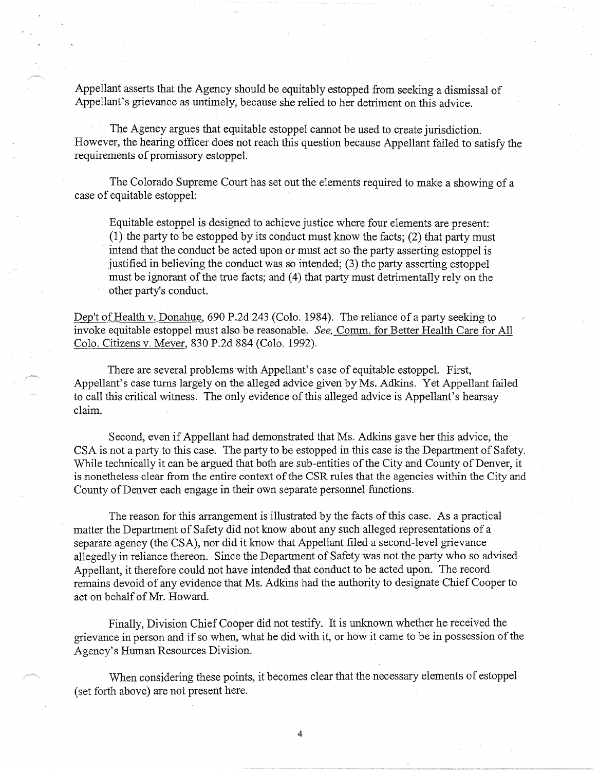Appellant asserts that the Agency should be equitably estopped from seeking a dismissal of Appellant's grievance as untimely, because she relied to her detriment on this advice.

The Agency argues that equitable estoppel cannot be used to create jurisdiction. However, the hearing officer does not reach this question because Appellant failed to satisfy the requirements of promissory estoppel.

The Colorado Supreme Court has set out the elements required to make a showing of a case of equitable estoppel:

> Equitable estoppel is designed to achieve justice where four elements are present: (1) the party to be estopped by its conduct must know the facts; (2) that party must intend that the conduct be acted upon or must act so the party asserting estoppel is justified in believing the conduct was so intended; (3) the party asserting estoppel must be ignorant of the true facts; and (4) that party must detrimentally rely on the other party's conduct.

Dep't of Health v. Donahue, 690 P.2d 243 (Colo. 1984). The reliance of a party seeking to invoke equitable estoppel must also be reasonable. *See,* Comm. for Better Health Care for All Colo. Citizens v. Meyer, 830 P.2d 884 (Colo. 1992).

There are several problems with Appellant's case of equitable estoppel. First, Appellant's case turns largely on the alleged advice given by Ms. Adkins. Yet Appellant failed to call this critical witness. The only evidence of this alleged advice is Appellant's hearsay claim.

Second, even if Appellant had demonstrated that Ms. Adkins gave her this advice, the CSA is not a party to this case. The party to be estopped in this case is the Department of Safety. While technically it can be argued that both are sub-entities of the City and County of Denver, it is nonetheless clear from the entire context of the CSR rules that the agencies within the City and County of Denver each engage in their own separate personnel functions.

The reason for this arrangement is illustrated by the facts of this case. As a practical matter the Department of Safety did not know about any such alleged representations of a separate agency (the CSA), nor did it know that Appellant filed a second-level grievance allegedly in reliance thereon. Since the Department of Safety was not the party who so advised Appellant, it therefore could not have intended that conduct to be acted upon. The record remains devoid of any evidence that Ms. Adkins had the authority to designate Chief Cooper to act on behalf of Mr. Howard.

Finally, Division Chief Cooper did not testify. It is unknown whether he received the grievance in person and if so when, what he did with it, or how it came to be in possession of the Agency's Human Resources Division.

When considering these points, it becomes clear that the necessary elements of estoppel (set forth above) are not present here.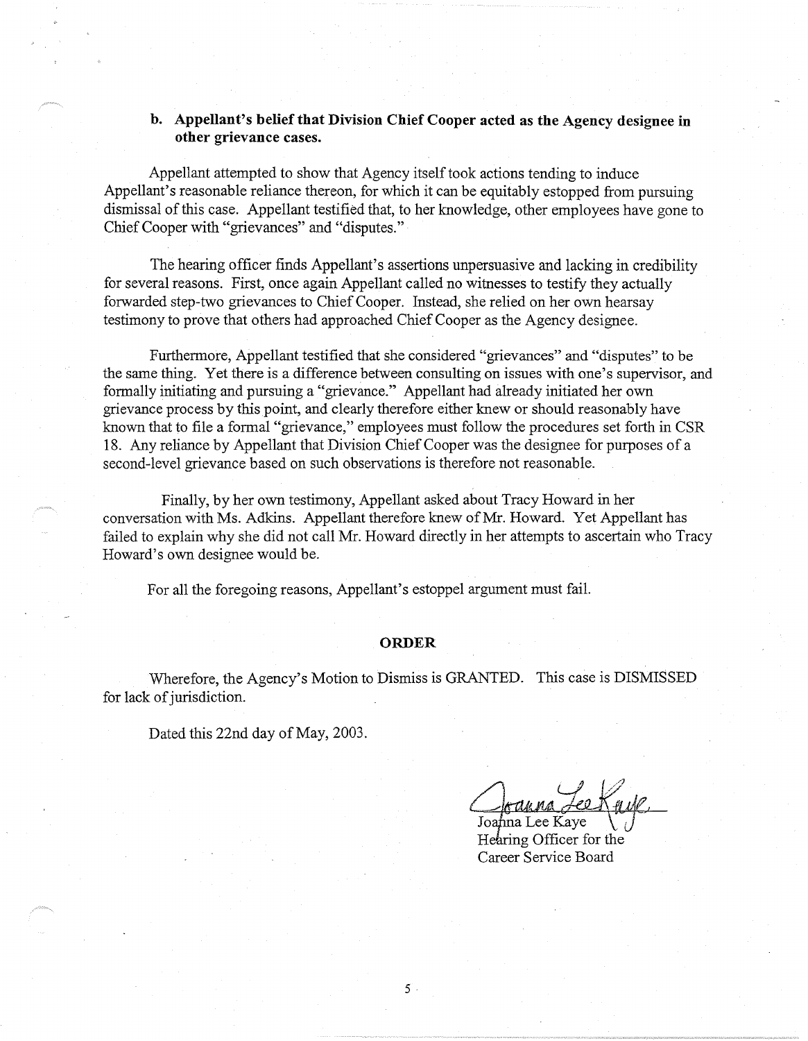**b. Appellant's belief that Division Chief Cooper acted as the Agency designee in other grievance cases.**

Appellant attempted to show that Agency itself took actions tending to induce Appellant's reasonable reliance thereon, for which it can be equitably estopped from pursuing dismissal of this case. Appellant testified that, to her knowledge, other employees have gone to Chief Cooper with "grievances" and "disputes."

The hearing officer finds Appellant's assertions unpersuasive and lacking in credibility for several reasons. First, once again Appellant called no witnesses to testify they actually forwarded step-two grievances to Chief Cooper. Instead, she relied on her own hearsay testimony to prove that others had approached Chief Cooper as the Agency designee.

Furthermore, Appellant testified that she considered "grievances" and "disputes" to be the same thing. Yet there is a difference between consulting on issues with one's supervisor, and formally initiating and pursuing a "grievance." Appellant had already initiated her own grievance process by this point, and clearly therefore either knew or should reasonably have known that to file a formal "grievance," employees must follow the procedures set forth in CSR 18. Any reliance by Appellant that Division Chief Cooper was the designee for purposes of a second-level grievance based on such observations is therefore not reasonable.

Finally, by her own testimony, Appellant asked about Tracy Howard in her conversation with Ms. Adkins. Appellant therefore knew of Mr. Howard. Yet Appellant has failed to explain why she did not call Mr. Howard directly in her attempts to ascertain who Tracy Howard's own designee would be.

For all the foregoing reasons, Appellant's estoppel argument must fail.

**ORDER**

Wherefore, the Agency's Motion to Dismiss is GRANTED. This case is DISMISSED for lack of jurisdiction.

Dated this 22nd day of May, 2003.

Joanna Lee Kaye
Hearing Officer for the
Career Service Board